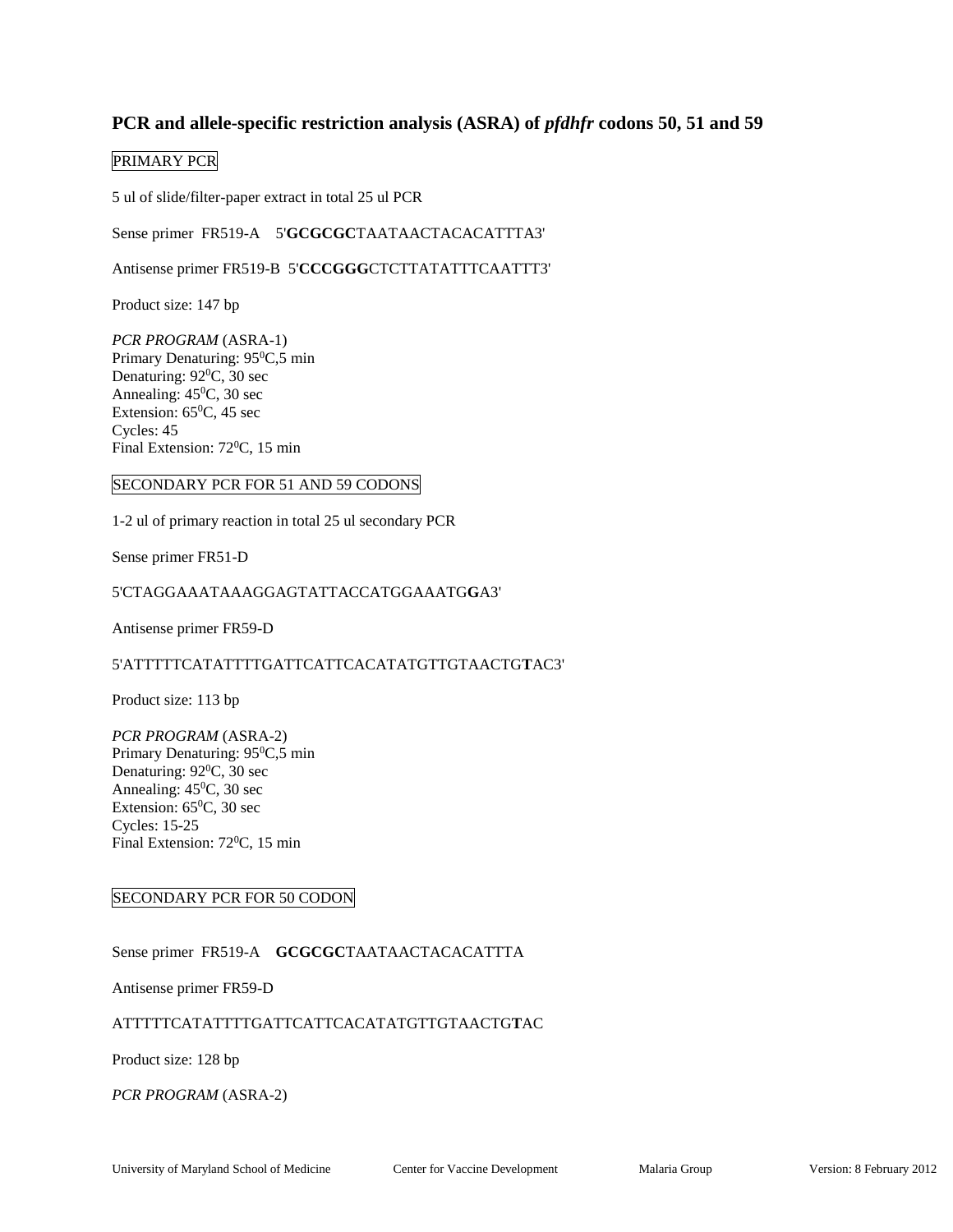# PCR and allele-specific restriction analysis (ASRA) of *pfdhfr* codons 50, 51 and 59

PRIMARY PCR

5 ul of slide/filter-paper extract in total 25 ul PCR

Sense primer FR519-A 5'**GCGCGC**TAATAACTACACATTTA3'

Antisense primer FR519-B 5'**CCCGGG**CTCTTATATTTCAATTT3'

Product size: 147 bp

*PCR PROGRAM* (ASRA-1)
Primary Denaturing: 95$^0$C,5 min
Denaturing: 92$^0$C, 30 sec
Annealing: 45$^0$C, 30 sec
Extension: 65$^0$C, 45 sec
Cycles: 45
Final Extension: 72$^0$C, 15 min

SECONDARY PCR FOR 51 AND 59 CODONS

1-2 ul of primary reaction in total 25 ul secondary PCR

Sense primer FR51-D

5'CTAGGAAATAAAGGAGTATTACCATGGAAATG**G**A3'

Antisense primer FR59-D

5'ATTTTTCATATTTTGATTCATTCACATATGTTGTAACTG**T**AC3'

Product size: 113 bp

*PCR PROGRAM* (ASRA-2)
Primary Denaturing: 95$^0$C,5 min
Denaturing: 92$^0$C, 30 sec
Annealing: 45$^0$C, 30 sec
Extension: 65$^0$C, 30 sec
Cycles: 15-25
Final Extension: 72$^0$C, 15 min

SECONDARY PCR FOR 50 CODON

Sense primer FR519-A **GCGCGC**TAATAACTACACATTTA

Antisense primer FR59-D

ATTTTTCATATTTTGATTCATTCACATATGTTGTAACTG**T**AC

Product size: 128 bp

*PCR PROGRAM* (ASRA-2)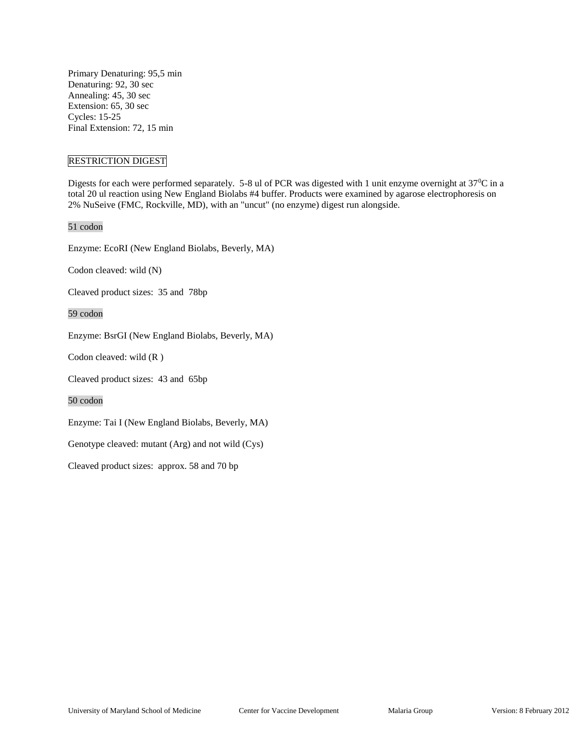Primary Denaturing: 95,5 min
Denaturing: 92, 30 sec
Annealing: 45, 30 sec
Extension: 65, 30 sec
Cycles: 15-25
Final Extension: 72, 15 min

## RESTRICTION DIGEST

Digests for each were performed separately. 5-8 ul of PCR was digested with 1 unit enzyme overnight at 37$^0$C in a total 20 ul reaction using New England Biolabs #4 buffer. Products were examined by agarose electrophoresis on 2% NuSeive (FMC, Rockville, MD), with an "uncut" (no enzyme) digest run alongside.

### 51 codon

Enzyme: EcoRI (New England Biolabs, Beverly, MA)

Codon cleaved: wild (N)

Cleaved product sizes: 35 and 78bp

### 59 codon

Enzyme: BsrGI (New England Biolabs, Beverly, MA)

Codon cleaved: wild (R )

Cleaved product sizes: 43 and 65bp

### 50 codon

Enzyme: Tai I (New England Biolabs, Beverly, MA)

Genotype cleaved: mutant (Arg) and not wild (Cys)

Cleaved product sizes: approx. 58 and 70 bp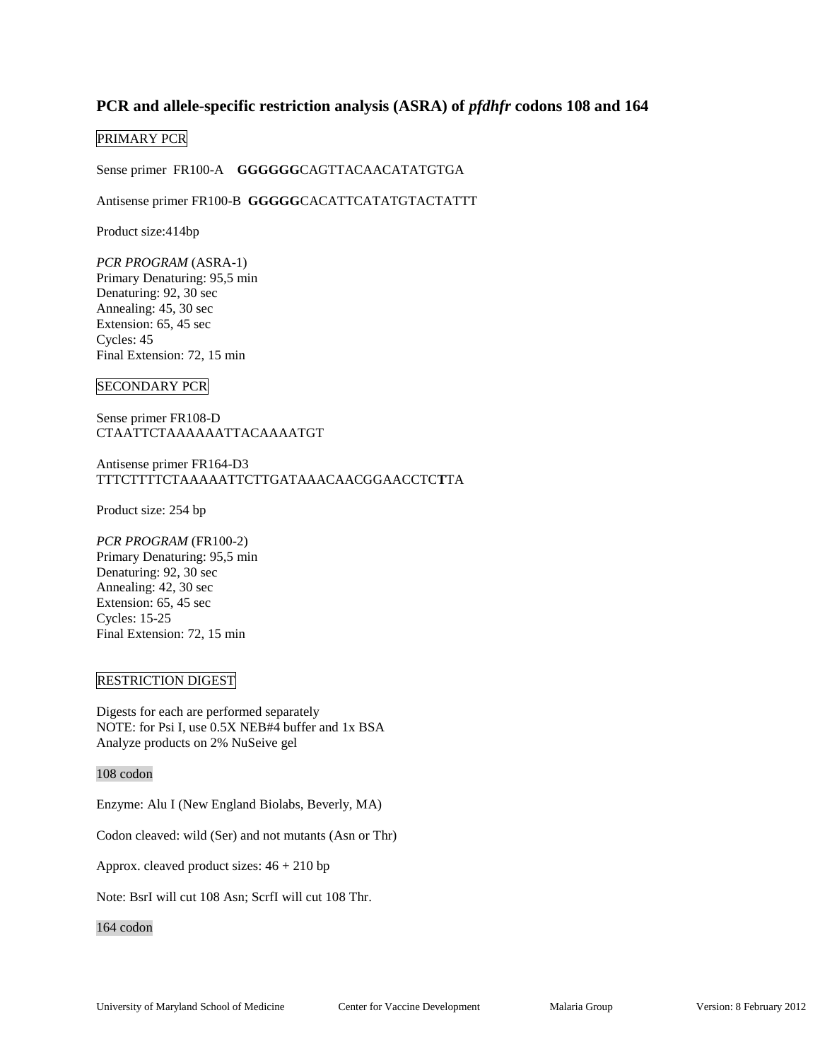## PCR and allele-specific restriction analysis (ASRA) of *pfdhfr* codons 108 and 164

### PRIMARY PCR

Sense primer FR100-A **GGGGGG**CAGTTACAACATATGTGA

Antisense primer FR100-B **GGGGG**CACATTCATATGTACTATTT

Product size:414bp

*PCR PROGRAM* (ASRA-1)
Primary Denaturing: 95,5 min
Denaturing: 92, 30 sec
Annealing: 45, 30 sec
Extension: 65, 45 sec
Cycles: 45
Final Extension: 72, 15 min

### SECONDARY PCR

Sense primer FR108-D
CTAATTCTAAAAAATTACAAAATGT

Antisense primer FR164-D3
TTTCTTTTCTAAAAATTCTTGATAAACAACGGAACCTC**T**TA

Product size: 254 bp

*PCR PROGRAM* (FR100-2)
Primary Denaturing: 95,5 min
Denaturing: 92, 30 sec
Annealing: 42, 30 sec
Extension: 65, 45 sec
Cycles: 15-25
Final Extension: 72, 15 min

### RESTRICTION DIGEST

Digests for each are performed separately
NOTE: for Psi I, use 0.5X NEB#4 buffer and 1x BSA
Analyze products on 2% NuSeive gel

#### 108 codon

Enzyme: Alu I (New England Biolabs, Beverly, MA)

Codon cleaved: wild (Ser) and not mutants (Asn or Thr)

Approx. cleaved product sizes: 46 + 210 bp

Note: BsrI will cut 108 Asn; ScrfI will cut 108 Thr.

#### 164 codon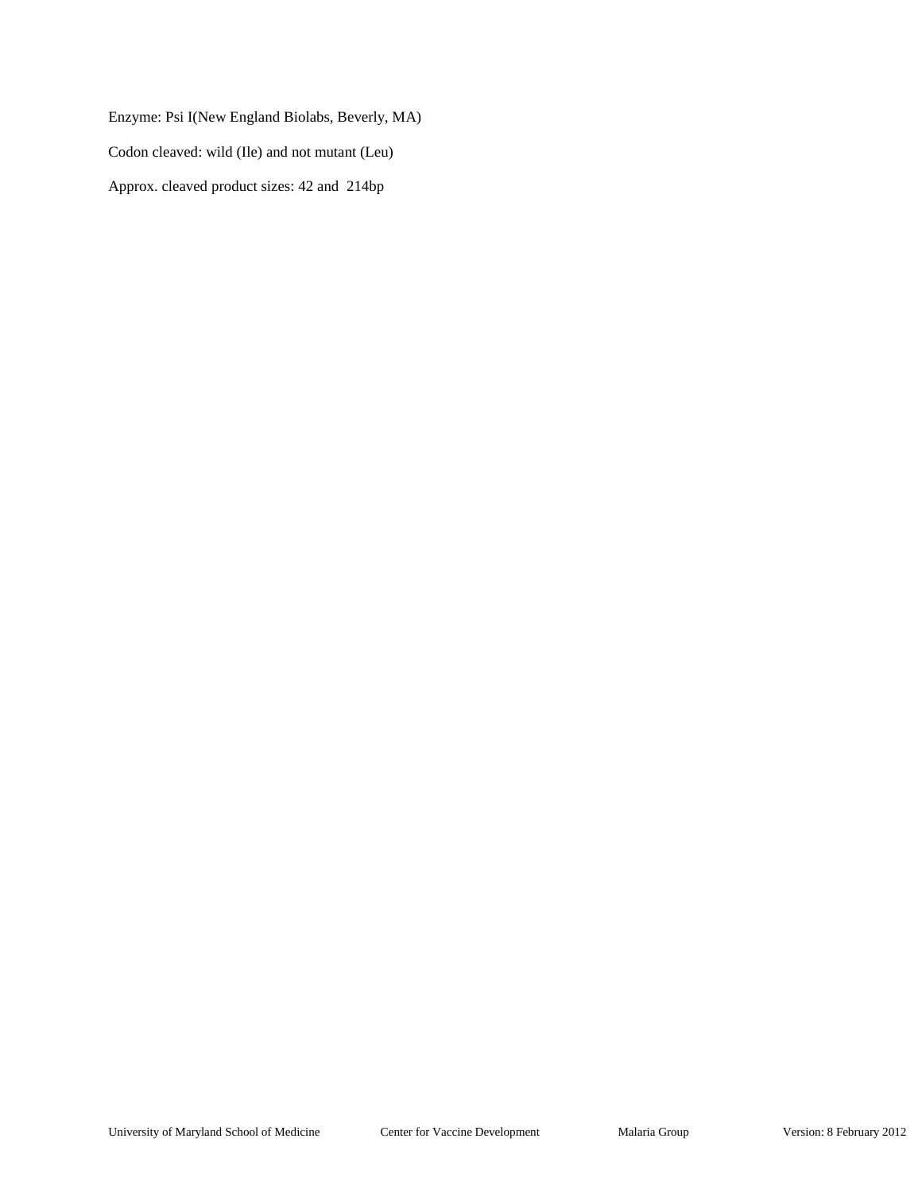Enzyme: Psi I(New England Biolabs, Beverly, MA)

Codon cleaved: wild (Ile) and not mutant (Leu)

Approx. cleaved product sizes: 42 and 214bp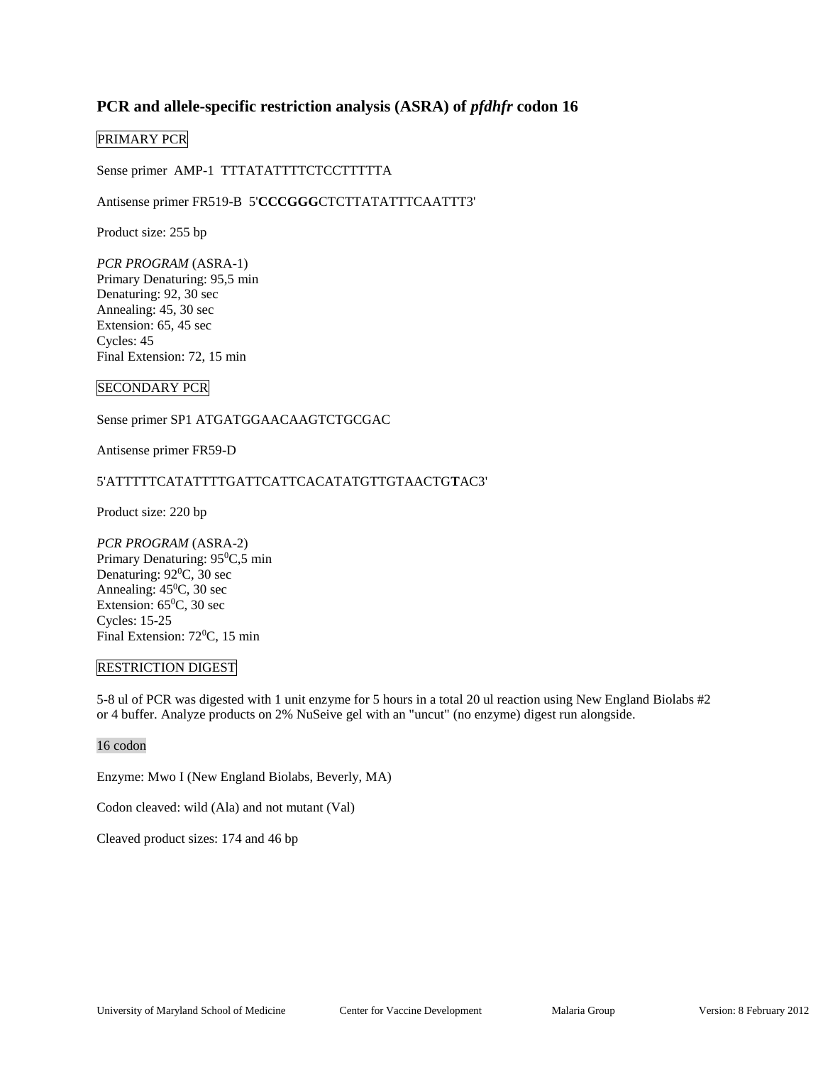## PCR and allele-specific restriction analysis (ASRA) of *pfdhfr* codon 16

PRIMARY PCR

Sense primer AMP-1 TTTATATTTTCTCCTTTTTA

Antisense primer FR519-B 5'**CCCGGG**CTCTTATATTTCAATTT3'

Product size: 255 bp

*PCR PROGRAM* (ASRA-1)
Primary Denaturing: 95,5 min
Denaturing: 92, 30 sec
Annealing: 45, 30 sec
Extension: 65, 45 sec
Cycles: 45
Final Extension: 72, 15 min

SECONDARY PCR

Sense primer SP1 ATGATGGAACAAGTCTGCGAC

Antisense primer FR59-D

5'ATTTTTCATATTTTGATTCATTCACATATGTTGTAACTG**T**AC3'

Product size: 220 bp

*PCR PROGRAM* (ASRA-2)
Primary Denaturing: $95^0$C,5 min
Denaturing: $92^0$C, 30 sec
Annealing: $45^0$C, 30 sec
Extension: $65^0$C, 30 sec
Cycles: 15-25
Final Extension: $72^0$C, 15 min

RESTRICTION DIGEST

5-8 ul of PCR was digested with 1 unit enzyme for 5 hours in a total 20 ul reaction using New England Biolabs #2 or 4 buffer. Analyze products on 2% NuSeive gel with an "uncut" (no enzyme) digest run alongside.

16 codon

Enzyme: Mwo I (New England Biolabs, Beverly, MA)

Codon cleaved: wild (Ala) and not mutant (Val)

Cleaved product sizes: 174 and 46 bp